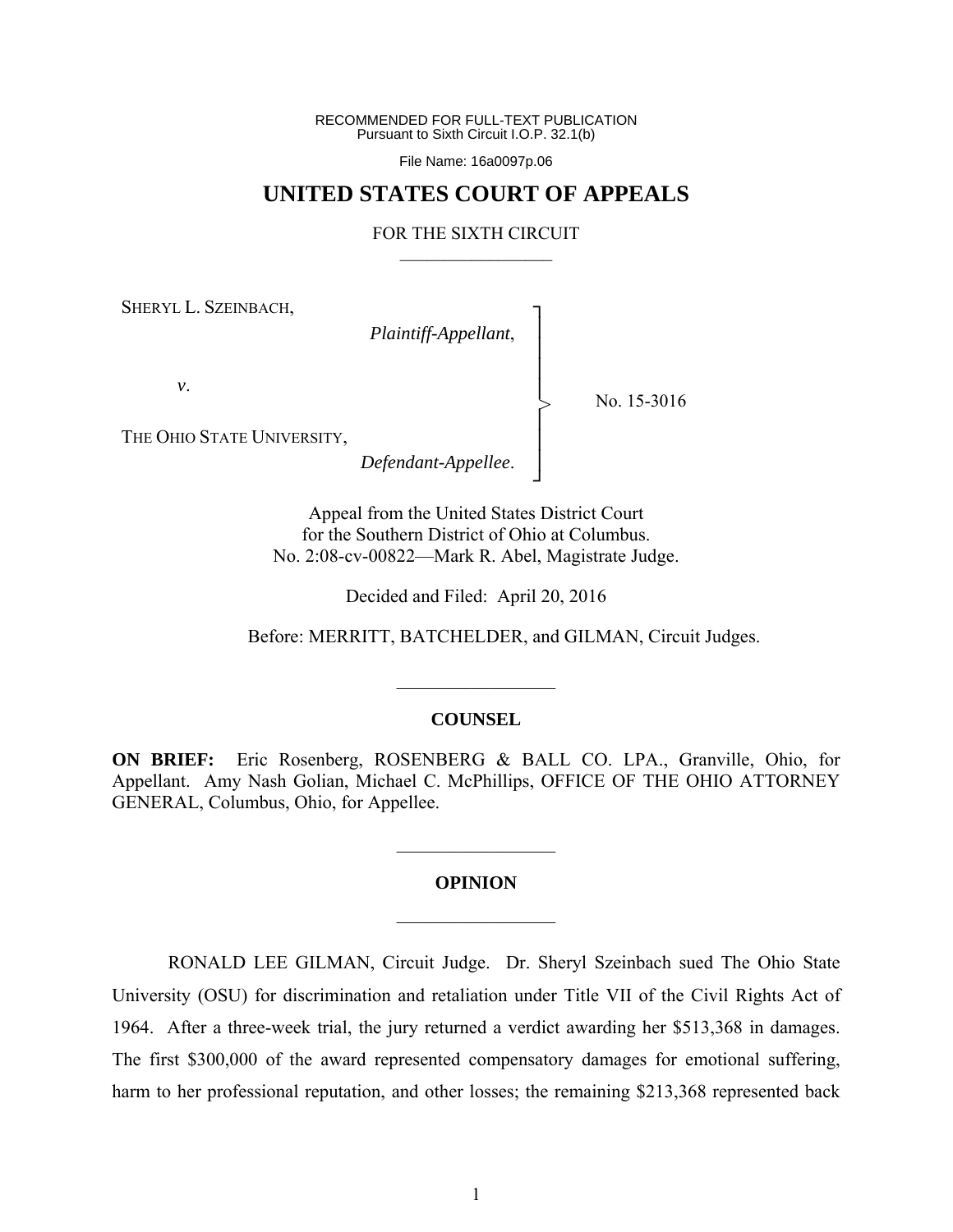RECOMMENDED FOR FULL-TEXT PUBLICATION
Pursuant to Sixth Circuit I.O.P. 32.1(b)

File Name: 16a0097p.06

# UNITED STATES COURT OF APPEALS

## FOR THE SIXTH CIRCUIT

SHERYL L. SZEINBACH,
*Plaintiff-Appellant*,

*v*.

THE OHIO STATE UNIVERSITY,
*Defendant-Appellee*.

No. 15-3016

Appeal from the United States District Court
for the Southern District of Ohio at Columbus.
No. 2:08-cv-00822—Mark R. Abel, Magistrate Judge.

Decided and Filed: April 20, 2016

Before: MERRITT, BATCHELDER, and GILMAN, Circuit Judges.

---

### COUNSEL

**ON BRIEF:** Eric Rosenberg, ROSENBERG & BALL CO. LPA., Granville, Ohio, for Appellant. Amy Nash Golian, Michael C. McPhillips, OFFICE OF THE OHIO ATTORNEY GENERAL, Columbus, Ohio, for Appellee.

---

### OPINION

---

RONALD LEE GILMAN, Circuit Judge. Dr. Sheryl Szeinbach sued The Ohio State University (OSU) for discrimination and retaliation under Title VII of the Civil Rights Act of 1964. After a three-week trial, the jury returned a verdict awarding her $513,368 in damages. The first $300,000 of the award represented compensatory damages for emotional suffering, harm to her professional reputation, and other losses; the remaining $213,368 represented back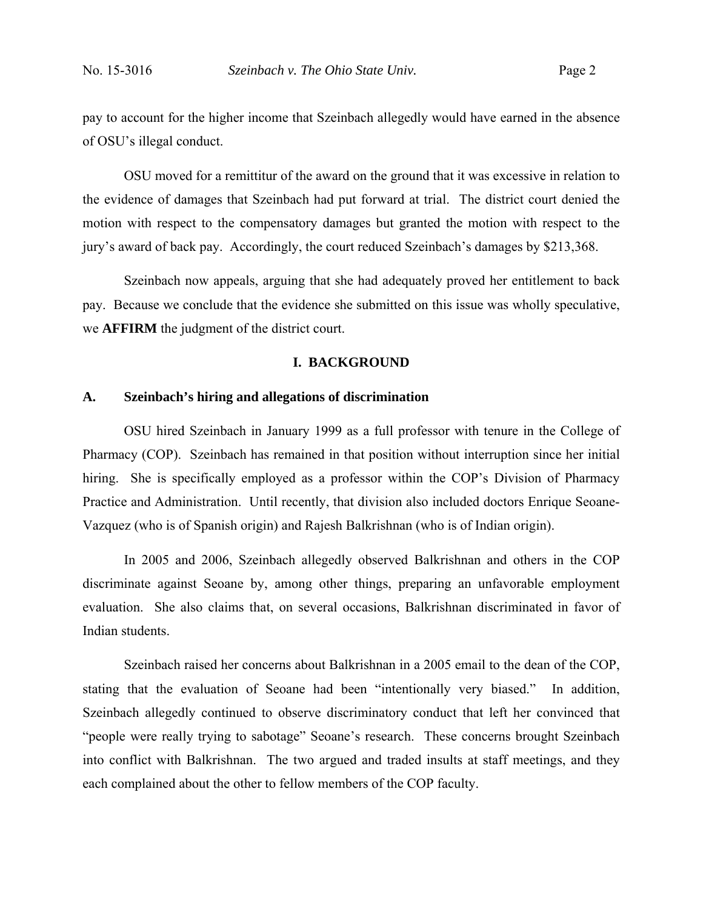pay to account for the higher income that Szeinbach allegedly would have earned in the absence of OSU's illegal conduct.

OSU moved for a remittitur of the award on the ground that it was excessive in relation to the evidence of damages that Szeinbach had put forward at trial. The district court denied the motion with respect to the compensatory damages but granted the motion with respect to the jury's award of back pay. Accordingly, the court reduced Szeinbach's damages by $213,368.

Szeinbach now appeals, arguing that she had adequately proved her entitlement to back pay. Because we conclude that the evidence she submitted on this issue was wholly speculative, we **AFFIRM** the judgment of the district court.

## I. BACKGROUND

### A. Szeinbach's hiring and allegations of discrimination

OSU hired Szeinbach in January 1999 as a full professor with tenure in the College of Pharmacy (COP). Szeinbach has remained in that position without interruption since her initial hiring. She is specifically employed as a professor within the COP's Division of Pharmacy Practice and Administration. Until recently, that division also included doctors Enrique Seoane-Vazquez (who is of Spanish origin) and Rajesh Balkrishnan (who is of Indian origin).

In 2005 and 2006, Szeinbach allegedly observed Balkrishnan and others in the COP discriminate against Seoane by, among other things, preparing an unfavorable employment evaluation. She also claims that, on several occasions, Balkrishnan discriminated in favor of Indian students.

Szeinbach raised her concerns about Balkrishnan in a 2005 email to the dean of the COP, stating that the evaluation of Seoane had been "intentionally very biased." In addition, Szeinbach allegedly continued to observe discriminatory conduct that left her convinced that "people were really trying to sabotage" Seoane's research. These concerns brought Szeinbach into conflict with Balkrishnan. The two argued and traded insults at staff meetings, and they each complained about the other to fellow members of the COP faculty.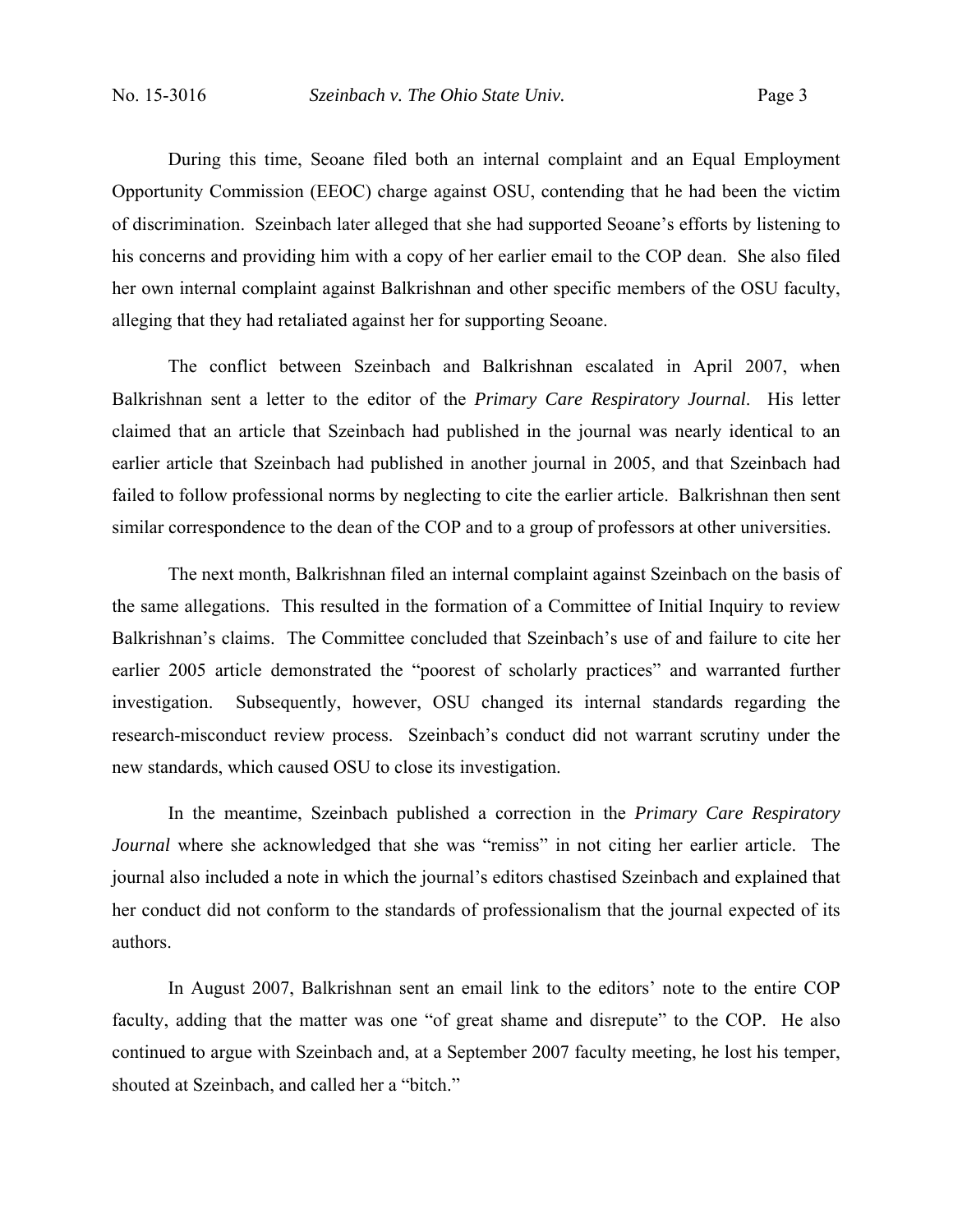During this time, Seoane filed both an internal complaint and an Equal Employment Opportunity Commission (EEOC) charge against OSU, contending that he had been the victim of discrimination. Szeinbach later alleged that she had supported Seoane's efforts by listening to his concerns and providing him with a copy of her earlier email to the COP dean. She also filed her own internal complaint against Balkrishnan and other specific members of the OSU faculty, alleging that they had retaliated against her for supporting Seoane.

The conflict between Szeinbach and Balkrishnan escalated in April 2007, when Balkrishnan sent a letter to the editor of the *Primary Care Respiratory Journal*. His letter claimed that an article that Szeinbach had published in the journal was nearly identical to an earlier article that Szeinbach had published in another journal in 2005, and that Szeinbach had failed to follow professional norms by neglecting to cite the earlier article. Balkrishnan then sent similar correspondence to the dean of the COP and to a group of professors at other universities.

The next month, Balkrishnan filed an internal complaint against Szeinbach on the basis of the same allegations. This resulted in the formation of a Committee of Initial Inquiry to review Balkrishnan's claims. The Committee concluded that Szeinbach's use of and failure to cite her earlier 2005 article demonstrated the "poorest of scholarly practices" and warranted further investigation. Subsequently, however, OSU changed its internal standards regarding the research-misconduct review process. Szeinbach's conduct did not warrant scrutiny under the new standards, which caused OSU to close its investigation.

In the meantime, Szeinbach published a correction in the *Primary Care Respiratory Journal* where she acknowledged that she was "remiss" in not citing her earlier article. The journal also included a note in which the journal's editors chastised Szeinbach and explained that her conduct did not conform to the standards of professionalism that the journal expected of its authors.

In August 2007, Balkrishnan sent an email link to the editors' note to the entire COP faculty, adding that the matter was one "of great shame and disrepute" to the COP. He also continued to argue with Szeinbach and, at a September 2007 faculty meeting, he lost his temper, shouted at Szeinbach, and called her a "bitch."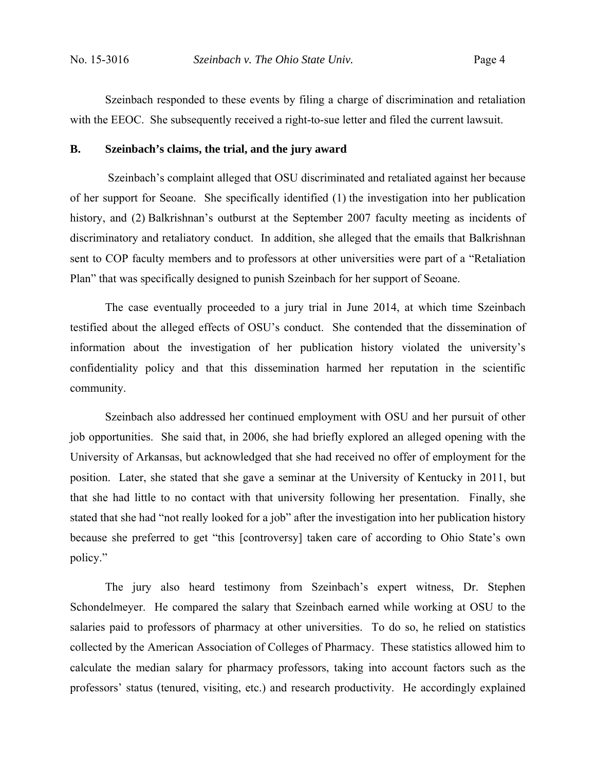Szeinbach responded to these events by filing a charge of discrimination and retaliation with the EEOC. She subsequently received a right-to-sue letter and filed the current lawsuit.

### B. Szeinbach's claims, the trial, and the jury award

Szeinbach's complaint alleged that OSU discriminated and retaliated against her because of her support for Seoane. She specifically identified (1) the investigation into her publication history, and (2) Balkrishnan's outburst at the September 2007 faculty meeting as incidents of discriminatory and retaliatory conduct. In addition, she alleged that the emails that Balkrishnan sent to COP faculty members and to professors at other universities were part of a "Retaliation Plan" that was specifically designed to punish Szeinbach for her support of Seoane.

The case eventually proceeded to a jury trial in June 2014, at which time Szeinbach testified about the alleged effects of OSU's conduct. She contended that the dissemination of information about the investigation of her publication history violated the university's confidentiality policy and that this dissemination harmed her reputation in the scientific community.

Szeinbach also addressed her continued employment with OSU and her pursuit of other job opportunities. She said that, in 2006, she had briefly explored an alleged opening with the University of Arkansas, but acknowledged that she had received no offer of employment for the position. Later, she stated that she gave a seminar at the University of Kentucky in 2011, but that she had little to no contact with that university following her presentation. Finally, she stated that she had "not really looked for a job" after the investigation into her publication history because she preferred to get "this [controversy] taken care of according to Ohio State's own policy."

The jury also heard testimony from Szeinbach's expert witness, Dr. Stephen Schondelmeyer. He compared the salary that Szeinbach earned while working at OSU to the salaries paid to professors of pharmacy at other universities. To do so, he relied on statistics collected by the American Association of Colleges of Pharmacy. These statistics allowed him to calculate the median salary for pharmacy professors, taking into account factors such as the professors' status (tenured, visiting, etc.) and research productivity. He accordingly explained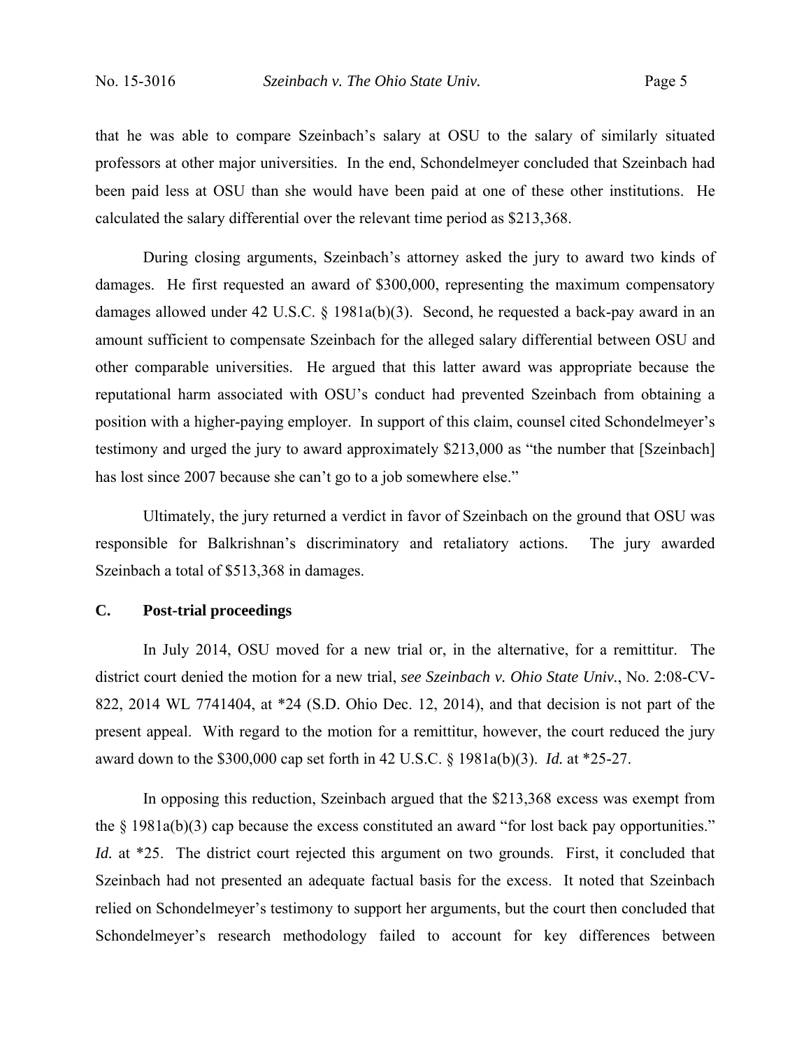that he was able to compare Szeinbach's salary at OSU to the salary of similarly situated professors at other major universities. In the end, Schondelmeyer concluded that Szeinbach had been paid less at OSU than she would have been paid at one of these other institutions. He calculated the salary differential over the relevant time period as $213,368.

During closing arguments, Szeinbach's attorney asked the jury to award two kinds of damages. He first requested an award of $300,000, representing the maximum compensatory damages allowed under 42 U.S.C. § 1981a(b)(3). Second, he requested a back-pay award in an amount sufficient to compensate Szeinbach for the alleged salary differential between OSU and other comparable universities. He argued that this latter award was appropriate because the reputational harm associated with OSU's conduct had prevented Szeinbach from obtaining a position with a higher-paying employer. In support of this claim, counsel cited Schondelmeyer's testimony and urged the jury to award approximately $213,000 as "the number that [Szeinbach] has lost since 2007 because she can't go to a job somewhere else."

Ultimately, the jury returned a verdict in favor of Szeinbach on the ground that OSU was responsible for Balkrishnan's discriminatory and retaliatory actions. The jury awarded Szeinbach a total of $513,368 in damages.

### C. Post-trial proceedings

In July 2014, OSU moved for a new trial or, in the alternative, for a remittitur. The district court denied the motion for a new trial, *see Szeinbach v. Ohio State Univ.*, No. 2:08-CV-822, 2014 WL 7741404, at *24 (S.D. Ohio Dec. 12, 2014), and that decision is not part of the present appeal. With regard to the motion for a remittitur, however, the court reduced the jury award down to the $300,000 cap set forth in 42 U.S.C. § 1981a(b)(3). *Id.* at *25-27.

In opposing this reduction, Szeinbach argued that the $213,368 excess was exempt from the § 1981a(b)(3) cap because the excess constituted an award "for lost back pay opportunities." *Id.* at *25. The district court rejected this argument on two grounds. First, it concluded that Szeinbach had not presented an adequate factual basis for the excess. It noted that Szeinbach relied on Schondelmeyer's testimony to support her arguments, but the court then concluded that Schondelmeyer's research methodology failed to account for key differences between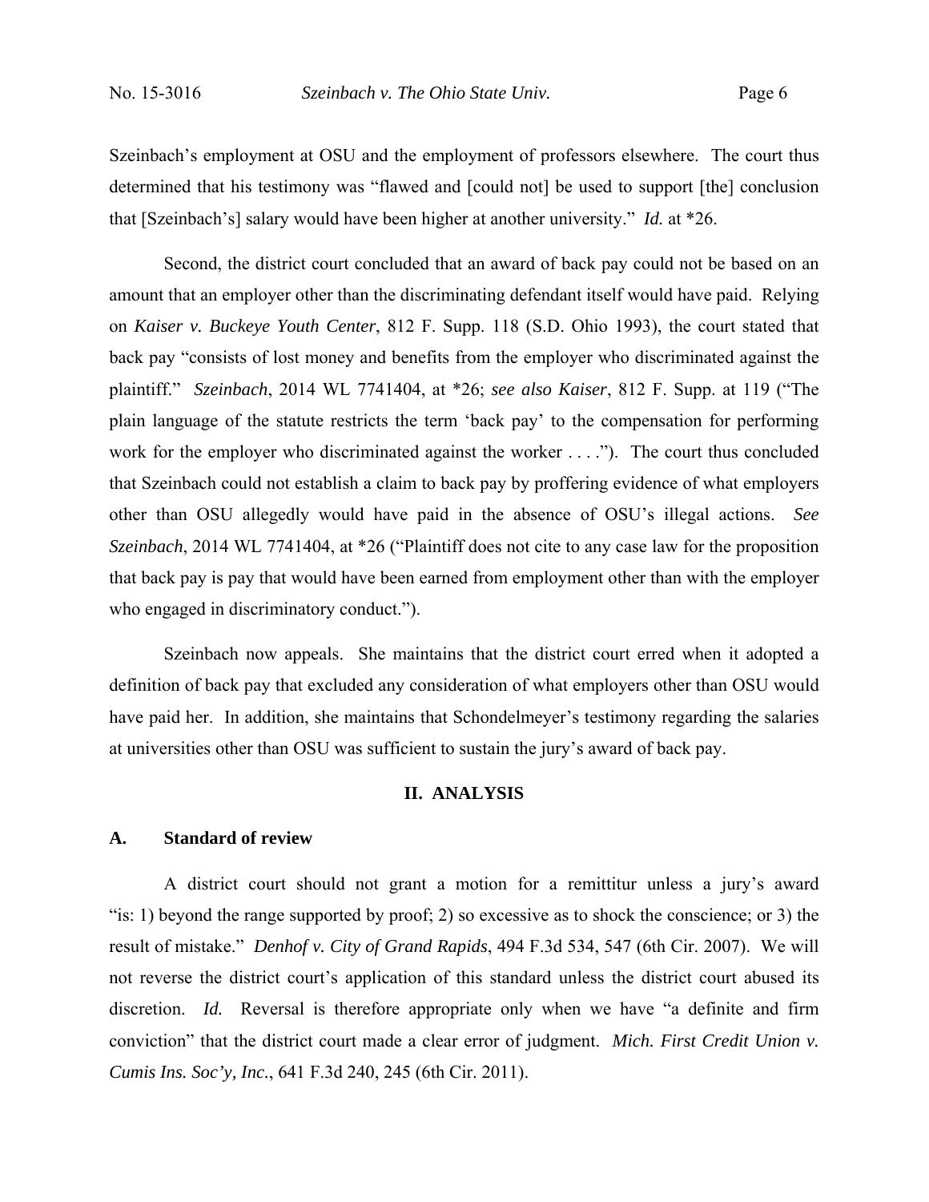Szeinbach's employment at OSU and the employment of professors elsewhere. The court thus determined that his testimony was "flawed and [could not] be used to support [the] conclusion that [Szeinbach's] salary would have been higher at another university." *Id.* at *26.

Second, the district court concluded that an award of back pay could not be based on an amount that an employer other than the discriminating defendant itself would have paid. Relying on *Kaiser v. Buckeye Youth Center*, 812 F. Supp. 118 (S.D. Ohio 1993), the court stated that back pay "consists of lost money and benefits from the employer who discriminated against the plaintiff." *Szeinbach*, 2014 WL 7741404, at *26; *see also Kaiser*, 812 F. Supp. at 119 ("The plain language of the statute restricts the term 'back pay' to the compensation for performing work for the employer who discriminated against the worker . . . ."). The court thus concluded that Szeinbach could not establish a claim to back pay by proffering evidence of what employers other than OSU allegedly would have paid in the absence of OSU's illegal actions. *See Szeinbach*, 2014 WL 7741404, at *26 ("Plaintiff does not cite to any case law for the proposition that back pay is pay that would have been earned from employment other than with the employer who engaged in discriminatory conduct.").

Szeinbach now appeals. She maintains that the district court erred when it adopted a definition of back pay that excluded any consideration of what employers other than OSU would have paid her. In addition, she maintains that Schondelmeyer's testimony regarding the salaries at universities other than OSU was sufficient to sustain the jury's award of back pay.

## II. ANALYSIS

### A. Standard of review

A district court should not grant a motion for a remittitur unless a jury's award "is: 1) beyond the range supported by proof; 2) so excessive as to shock the conscience; or 3) the result of mistake." *Denhof v. City of Grand Rapids*, 494 F.3d 534, 547 (6th Cir. 2007). We will not reverse the district court's application of this standard unless the district court abused its discretion. *Id.* Reversal is therefore appropriate only when we have "a definite and firm conviction" that the district court made a clear error of judgment. *Mich. First Credit Union v. Cumis Ins. Soc'y, Inc.*, 641 F.3d 240, 245 (6th Cir. 2011).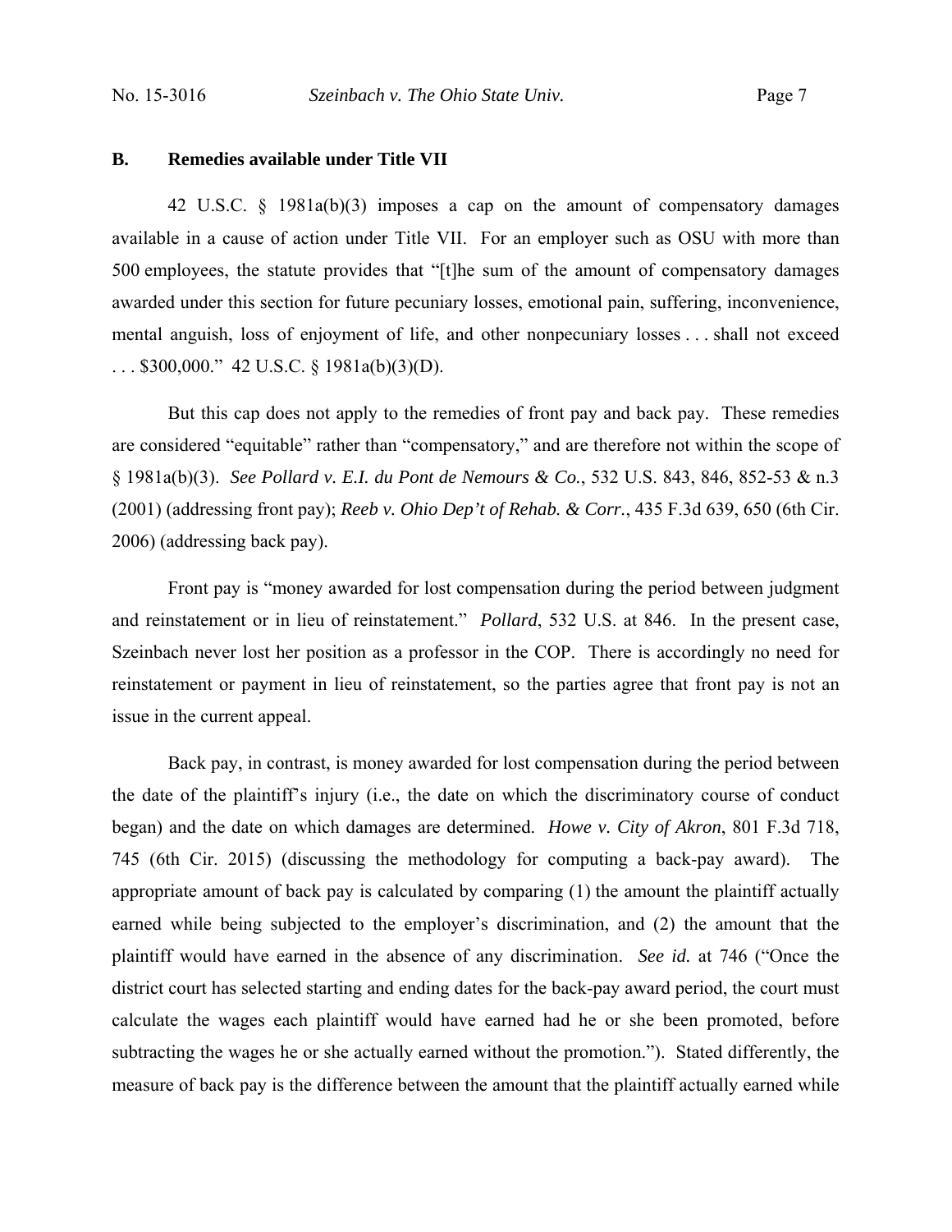### B. Remedies available under Title VII

42 U.S.C. § 1981a(b)(3) imposes a cap on the amount of compensatory damages available in a cause of action under Title VII. For an employer such as OSU with more than 500 employees, the statute provides that "[t]he sum of the amount of compensatory damages awarded under this section for future pecuniary losses, emotional pain, suffering, inconvenience, mental anguish, loss of enjoyment of life, and other nonpecuniary losses . . . shall not exceed . . . $300,000." 42 U.S.C. § 1981a(b)(3)(D).

But this cap does not apply to the remedies of front pay and back pay. These remedies are considered "equitable" rather than "compensatory," and are therefore not within the scope of § 1981a(b)(3). *See Pollard v. E.I. du Pont de Nemours & Co.*, 532 U.S. 843, 846, 852-53 & n.3 (2001) (addressing front pay); *Reeb v. Ohio Dep't of Rehab. & Corr.*, 435 F.3d 639, 650 (6th Cir. 2006) (addressing back pay).

Front pay is "money awarded for lost compensation during the period between judgment and reinstatement or in lieu of reinstatement." *Pollard*, 532 U.S. at 846. In the present case, Szeinbach never lost her position as a professor in the COP. There is accordingly no need for reinstatement or payment in lieu of reinstatement, so the parties agree that front pay is not an issue in the current appeal.

Back pay, in contrast, is money awarded for lost compensation during the period between the date of the plaintiff's injury (i.e., the date on which the discriminatory course of conduct began) and the date on which damages are determined. *Howe v. City of Akron*, 801 F.3d 718, 745 (6th Cir. 2015) (discussing the methodology for computing a back-pay award). The appropriate amount of back pay is calculated by comparing (1) the amount the plaintiff actually earned while being subjected to the employer's discrimination, and (2) the amount that the plaintiff would have earned in the absence of any discrimination. *See id.* at 746 ("Once the district court has selected starting and ending dates for the back-pay award period, the court must calculate the wages each plaintiff would have earned had he or she been promoted, before subtracting the wages he or she actually earned without the promotion."). Stated differently, the measure of back pay is the difference between the amount that the plaintiff actually earned while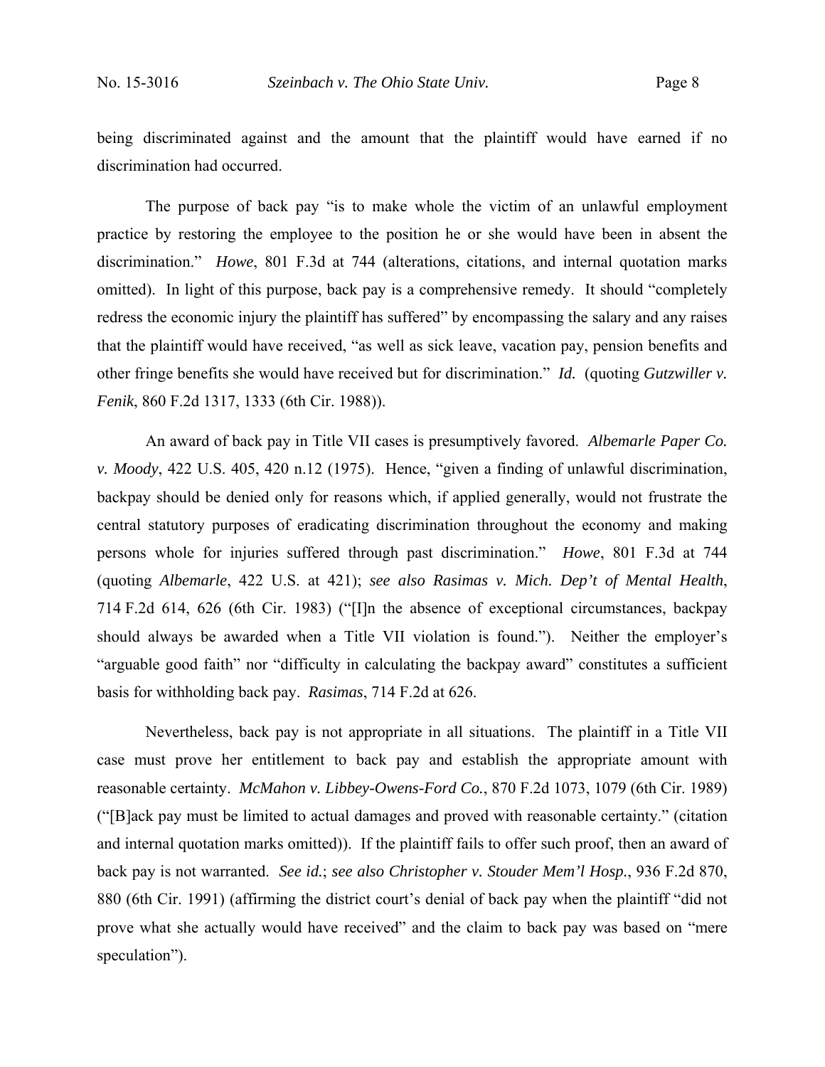being discriminated against and the amount that the plaintiff would have earned if no discrimination had occurred.

The purpose of back pay "is to make whole the victim of an unlawful employment practice by restoring the employee to the position he or she would have been in absent the discrimination." *Howe*, 801 F.3d at 744 (alterations, citations, and internal quotation marks omitted). In light of this purpose, back pay is a comprehensive remedy. It should "completely redress the economic injury the plaintiff has suffered" by encompassing the salary and any raises that the plaintiff would have received, "as well as sick leave, vacation pay, pension benefits and other fringe benefits she would have received but for discrimination." *Id.* (quoting *Gutzwiller v. Fenik*, 860 F.2d 1317, 1333 (6th Cir. 1988)).

An award of back pay in Title VII cases is presumptively favored. *Albemarle Paper Co. v. Moody*, 422 U.S. 405, 420 n.12 (1975). Hence, "given a finding of unlawful discrimination, backpay should be denied only for reasons which, if applied generally, would not frustrate the central statutory purposes of eradicating discrimination throughout the economy and making persons whole for injuries suffered through past discrimination." *Howe*, 801 F.3d at 744 (quoting *Albemarle*, 422 U.S. at 421); *see also Rasimas v. Mich. Dep't of Mental Health*, 714 F.2d 614, 626 (6th Cir. 1983) ("[I]n the absence of exceptional circumstances, backpay should always be awarded when a Title VII violation is found."). Neither the employer's "arguable good faith" nor "difficulty in calculating the backpay award" constitutes a sufficient basis for withholding back pay. *Rasimas*, 714 F.2d at 626.

Nevertheless, back pay is not appropriate in all situations. The plaintiff in a Title VII case must prove her entitlement to back pay and establish the appropriate amount with reasonable certainty. *McMahon v. Libbey-Owens-Ford Co.*, 870 F.2d 1073, 1079 (6th Cir. 1989) ("[B]ack pay must be limited to actual damages and proved with reasonable certainty." (citation and internal quotation marks omitted)). If the plaintiff fails to offer such proof, then an award of back pay is not warranted. *See id.*; *see also Christopher v. Stouder Mem'l Hosp.*, 936 F.2d 870, 880 (6th Cir. 1991) (affirming the district court's denial of back pay when the plaintiff "did not prove what she actually would have received" and the claim to back pay was based on "mere speculation").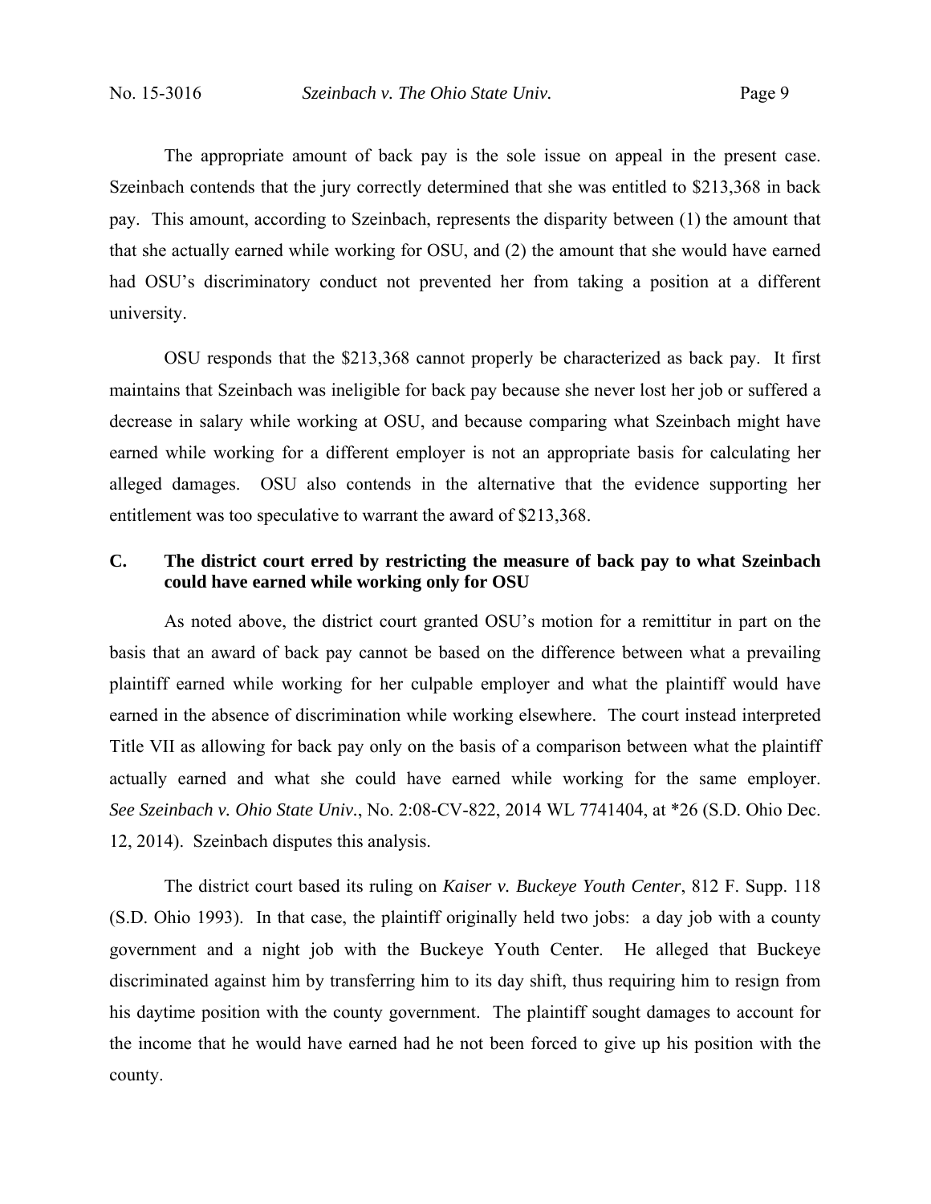The appropriate amount of back pay is the sole issue on appeal in the present case. Szeinbach contends that the jury correctly determined that she was entitled to $213,368 in back pay. This amount, according to Szeinbach, represents the disparity between (1) the amount that that she actually earned while working for OSU, and (2) the amount that she would have earned had OSU's discriminatory conduct not prevented her from taking a position at a different university.

OSU responds that the $213,368 cannot properly be characterized as back pay. It first maintains that Szeinbach was ineligible for back pay because she never lost her job or suffered a decrease in salary while working at OSU, and because comparing what Szeinbach might have earned while working for a different employer is not an appropriate basis for calculating her alleged damages. OSU also contends in the alternative that the evidence supporting her entitlement was too speculative to warrant the award of $213,368.

### C. The district court erred by restricting the measure of back pay to what Szeinbach could have earned while working only for OSU

As noted above, the district court granted OSU's motion for a remittitur in part on the basis that an award of back pay cannot be based on the difference between what a prevailing plaintiff earned while working for her culpable employer and what the plaintiff would have earned in the absence of discrimination while working elsewhere. The court instead interpreted Title VII as allowing for back pay only on the basis of a comparison between what the plaintiff actually earned and what she could have earned while working for the same employer. *See Szeinbach v. Ohio State Univ.*, No. 2:08-CV-822, 2014 WL 7741404, at *26 (S.D. Ohio Dec. 12, 2014). Szeinbach disputes this analysis.

The district court based its ruling on *Kaiser v. Buckeye Youth Center*, 812 F. Supp. 118 (S.D. Ohio 1993). In that case, the plaintiff originally held two jobs: a day job with a county government and a night job with the Buckeye Youth Center. He alleged that Buckeye discriminated against him by transferring him to its day shift, thus requiring him to resign from his daytime position with the county government. The plaintiff sought damages to account for the income that he would have earned had he not been forced to give up his position with the county.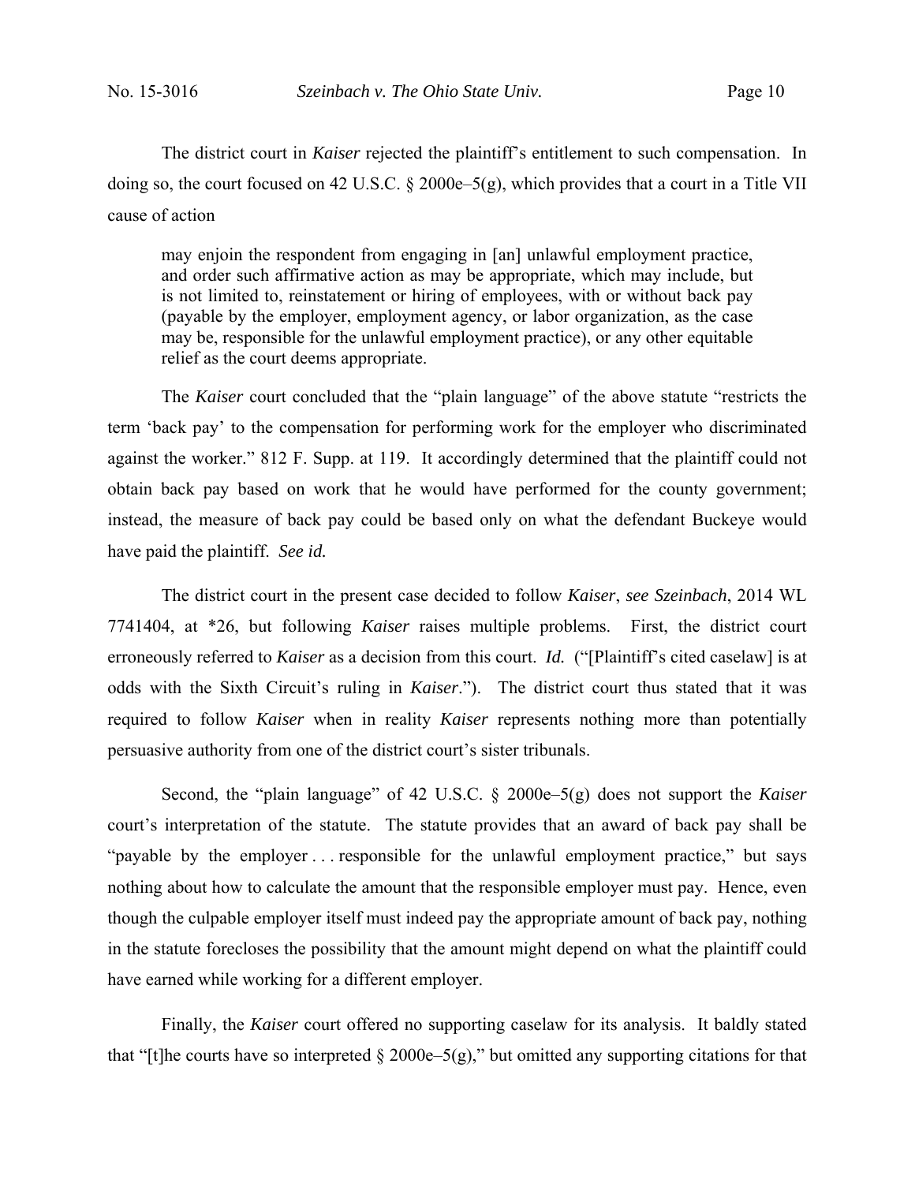The district court in *Kaiser* rejected the plaintiff's entitlement to such compensation. In doing so, the court focused on 42 U.S.C. § 2000e–5(g), which provides that a court in a Title VII cause of action

> may enjoin the respondent from engaging in [an] unlawful employment practice, and order such affirmative action as may be appropriate, which may include, but is not limited to, reinstatement or hiring of employees, with or without back pay (payable by the employer, employment agency, or labor organization, as the case may be, responsible for the unlawful employment practice), or any other equitable relief as the court deems appropriate.

The *Kaiser* court concluded that the "plain language" of the above statute "restricts the term 'back pay' to the compensation for performing work for the employer who discriminated against the worker." 812 F. Supp. at 119. It accordingly determined that the plaintiff could not obtain back pay based on work that he would have performed for the county government; instead, the measure of back pay could be based only on what the defendant Buckeye would have paid the plaintiff. *See id.*

The district court in the present case decided to follow *Kaiser*, *see Szeinbach*, 2014 WL 7741404, at *26, but following *Kaiser* raises multiple problems. First, the district court erroneously referred to *Kaiser* as a decision from this court. *Id.* ("[Plaintiff's cited caselaw] is at odds with the Sixth Circuit's ruling in *Kaiser*."). The district court thus stated that it was required to follow *Kaiser* when in reality *Kaiser* represents nothing more than potentially persuasive authority from one of the district court's sister tribunals.

Second, the "plain language" of 42 U.S.C. § 2000e–5(g) does not support the *Kaiser* court's interpretation of the statute. The statute provides that an award of back pay shall be "payable by the employer . . . responsible for the unlawful employment practice," but says nothing about how to calculate the amount that the responsible employer must pay. Hence, even though the culpable employer itself must indeed pay the appropriate amount of back pay, nothing in the statute forecloses the possibility that the amount might depend on what the plaintiff could have earned while working for a different employer.

Finally, the *Kaiser* court offered no supporting caselaw for its analysis. It baldly stated that "[t]he courts have so interpreted § 2000e–5(g)," but omitted any supporting citations for that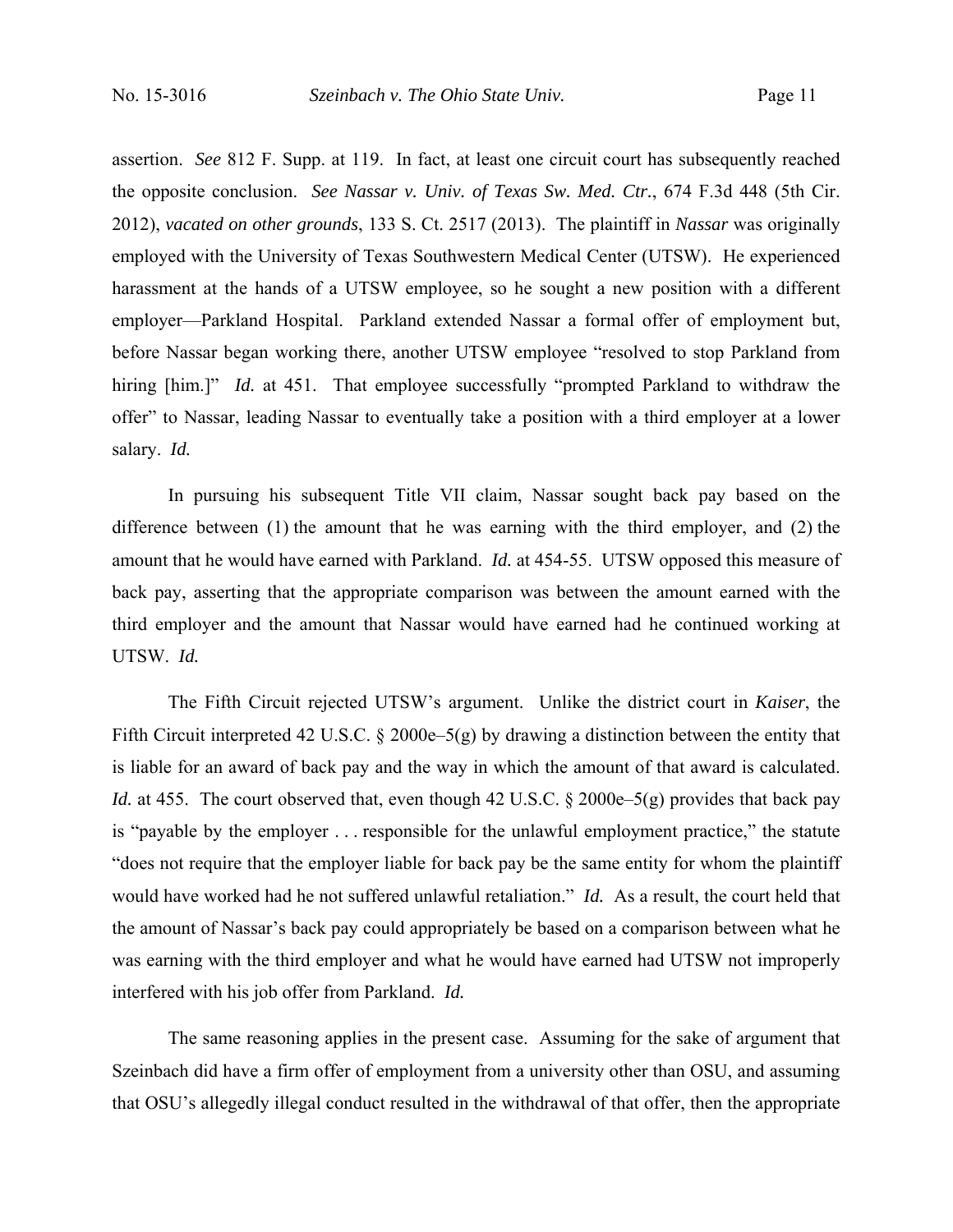assertion. *See* 812 F. Supp. at 119. In fact, at least one circuit court has subsequently reached the opposite conclusion. *See Nassar v. Univ. of Texas Sw. Med. Ctr.*, 674 F.3d 448 (5th Cir. 2012), *vacated on other grounds*, 133 S. Ct. 2517 (2013). The plaintiff in *Nassar* was originally employed with the University of Texas Southwestern Medical Center (UTSW). He experienced harassment at the hands of a UTSW employee, so he sought a new position with a different employer—Parkland Hospital. Parkland extended Nassar a formal offer of employment but, before Nassar began working there, another UTSW employee "resolved to stop Parkland from hiring [him.]" *Id.* at 451. That employee successfully "prompted Parkland to withdraw the offer" to Nassar, leading Nassar to eventually take a position with a third employer at a lower salary. *Id.*

In pursuing his subsequent Title VII claim, Nassar sought back pay based on the difference between (1) the amount that he was earning with the third employer, and (2) the amount that he would have earned with Parkland. *Id.* at 454-55. UTSW opposed this measure of back pay, asserting that the appropriate comparison was between the amount earned with the third employer and the amount that Nassar would have earned had he continued working at UTSW. *Id.*

The Fifth Circuit rejected UTSW's argument. Unlike the district court in *Kaiser*, the Fifth Circuit interpreted 42 U.S.C. § 2000e–5(g) by drawing a distinction between the entity that is liable for an award of back pay and the way in which the amount of that award is calculated. *Id.* at 455. The court observed that, even though 42 U.S.C. § 2000e–5(g) provides that back pay is "payable by the employer . . . responsible for the unlawful employment practice," the statute "does not require that the employer liable for back pay be the same entity for whom the plaintiff would have worked had he not suffered unlawful retaliation." *Id.* As a result, the court held that the amount of Nassar's back pay could appropriately be based on a comparison between what he was earning with the third employer and what he would have earned had UTSW not improperly interfered with his job offer from Parkland. *Id.*

The same reasoning applies in the present case. Assuming for the sake of argument that Szeinbach did have a firm offer of employment from a university other than OSU, and assuming that OSU's allegedly illegal conduct resulted in the withdrawal of that offer, then the appropriate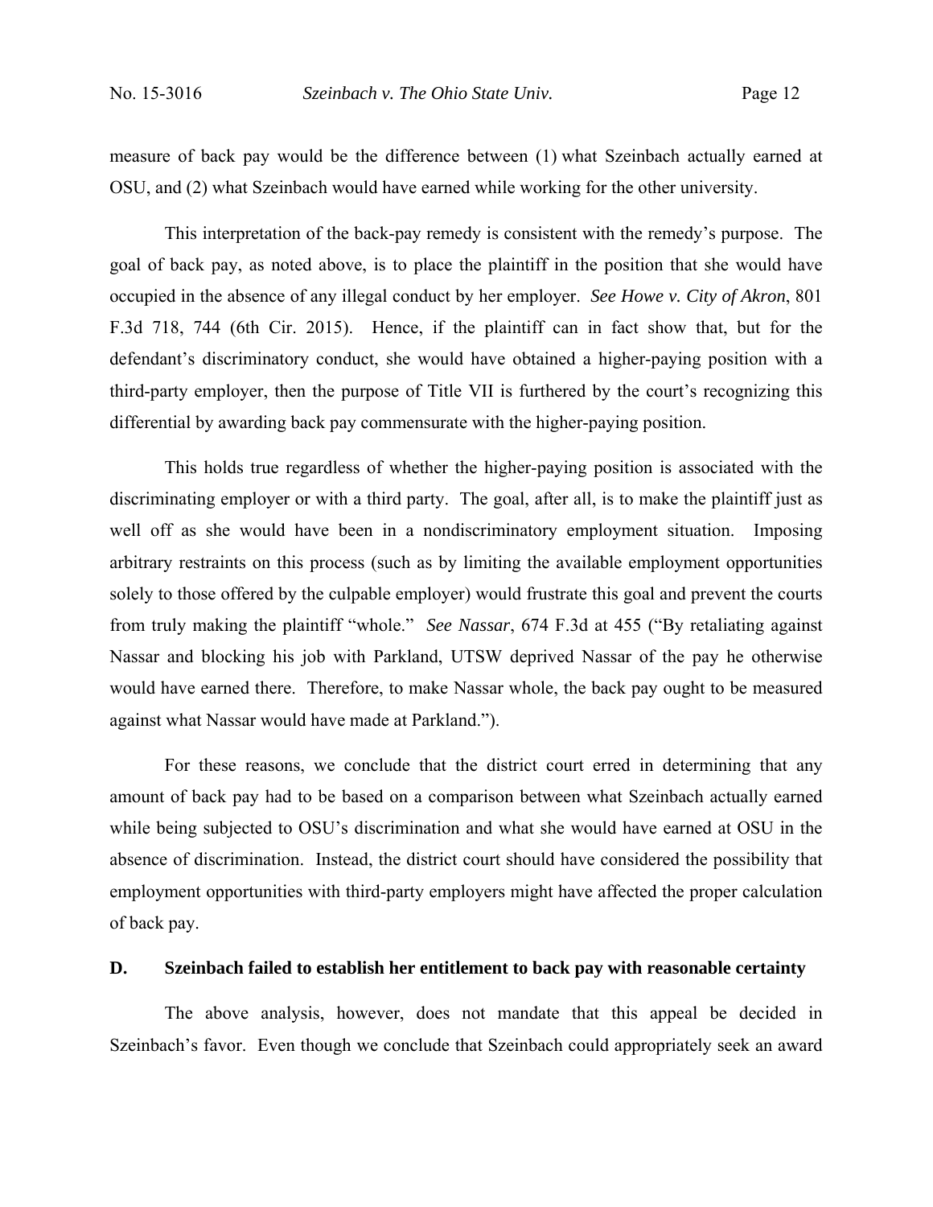measure of back pay would be the difference between (1) what Szeinbach actually earned at OSU, and (2) what Szeinbach would have earned while working for the other university.

This interpretation of the back-pay remedy is consistent with the remedy's purpose. The goal of back pay, as noted above, is to place the plaintiff in the position that she would have occupied in the absence of any illegal conduct by her employer. *See Howe v. City of Akron*, 801 F.3d 718, 744 (6th Cir. 2015). Hence, if the plaintiff can in fact show that, but for the defendant's discriminatory conduct, she would have obtained a higher-paying position with a third-party employer, then the purpose of Title VII is furthered by the court's recognizing this differential by awarding back pay commensurate with the higher-paying position.

This holds true regardless of whether the higher-paying position is associated with the discriminating employer or with a third party. The goal, after all, is to make the plaintiff just as well off as she would have been in a nondiscriminatory employment situation. Imposing arbitrary restraints on this process (such as by limiting the available employment opportunities solely to those offered by the culpable employer) would frustrate this goal and prevent the courts from truly making the plaintiff "whole." *See Nassar*, 674 F.3d at 455 ("By retaliating against Nassar and blocking his job with Parkland, UTSW deprived Nassar of the pay he otherwise would have earned there. Therefore, to make Nassar whole, the back pay ought to be measured against what Nassar would have made at Parkland.").

For these reasons, we conclude that the district court erred in determining that any amount of back pay had to be based on a comparison between what Szeinbach actually earned while being subjected to OSU's discrimination and what she would have earned at OSU in the absence of discrimination. Instead, the district court should have considered the possibility that employment opportunities with third-party employers might have affected the proper calculation of back pay.

### D. Szeinbach failed to establish her entitlement to back pay with reasonable certainty

The above analysis, however, does not mandate that this appeal be decided in Szeinbach's favor. Even though we conclude that Szeinbach could appropriately seek an award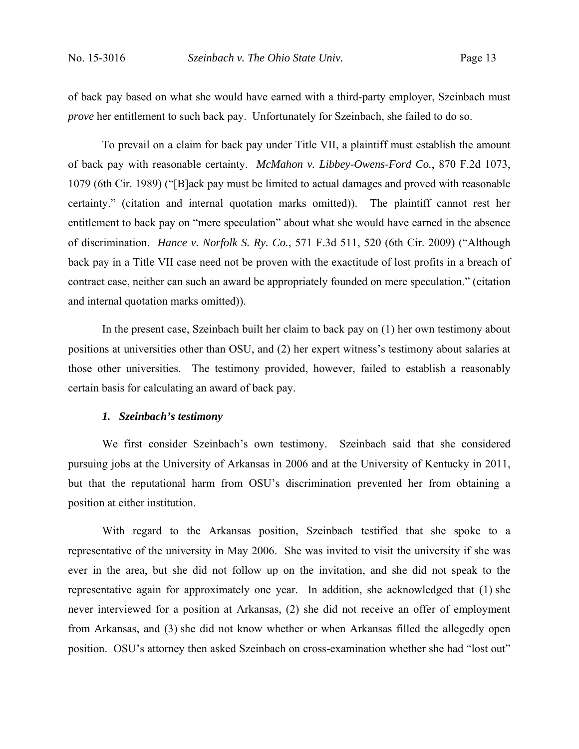of back pay based on what she would have earned with a third-party employer, Szeinbach must *prove* her entitlement to such back pay. Unfortunately for Szeinbach, she failed to do so.

To prevail on a claim for back pay under Title VII, a plaintiff must establish the amount of back pay with reasonable certainty. *McMahon v. Libbey-Owens-Ford Co.*, 870 F.2d 1073, 1079 (6th Cir. 1989) ("[B]ack pay must be limited to actual damages and proved with reasonable certainty." (citation and internal quotation marks omitted)). The plaintiff cannot rest her entitlement to back pay on "mere speculation" about what she would have earned in the absence of discrimination. *Hance v. Norfolk S. Ry. Co.*, 571 F.3d 511, 520 (6th Cir. 2009) ("Although back pay in a Title VII case need not be proven with the exactitude of lost profits in a breach of contract case, neither can such an award be appropriately founded on mere speculation." (citation and internal quotation marks omitted)).

In the present case, Szeinbach built her claim to back pay on (1) her own testimony about positions at universities other than OSU, and (2) her expert witness's testimony about salaries at those other universities. The testimony provided, however, failed to establish a reasonably certain basis for calculating an award of back pay.

#### *1. Szeinbach's testimony*

We first consider Szeinbach's own testimony. Szeinbach said that she considered pursuing jobs at the University of Arkansas in 2006 and at the University of Kentucky in 2011, but that the reputational harm from OSU's discrimination prevented her from obtaining a position at either institution.

With regard to the Arkansas position, Szeinbach testified that she spoke to a representative of the university in May 2006. She was invited to visit the university if she was ever in the area, but she did not follow up on the invitation, and she did not speak to the representative again for approximately one year. In addition, she acknowledged that (1) she never interviewed for a position at Arkansas, (2) she did not receive an offer of employment from Arkansas, and (3) she did not know whether or when Arkansas filled the allegedly open position. OSU's attorney then asked Szeinbach on cross-examination whether she had "lost out"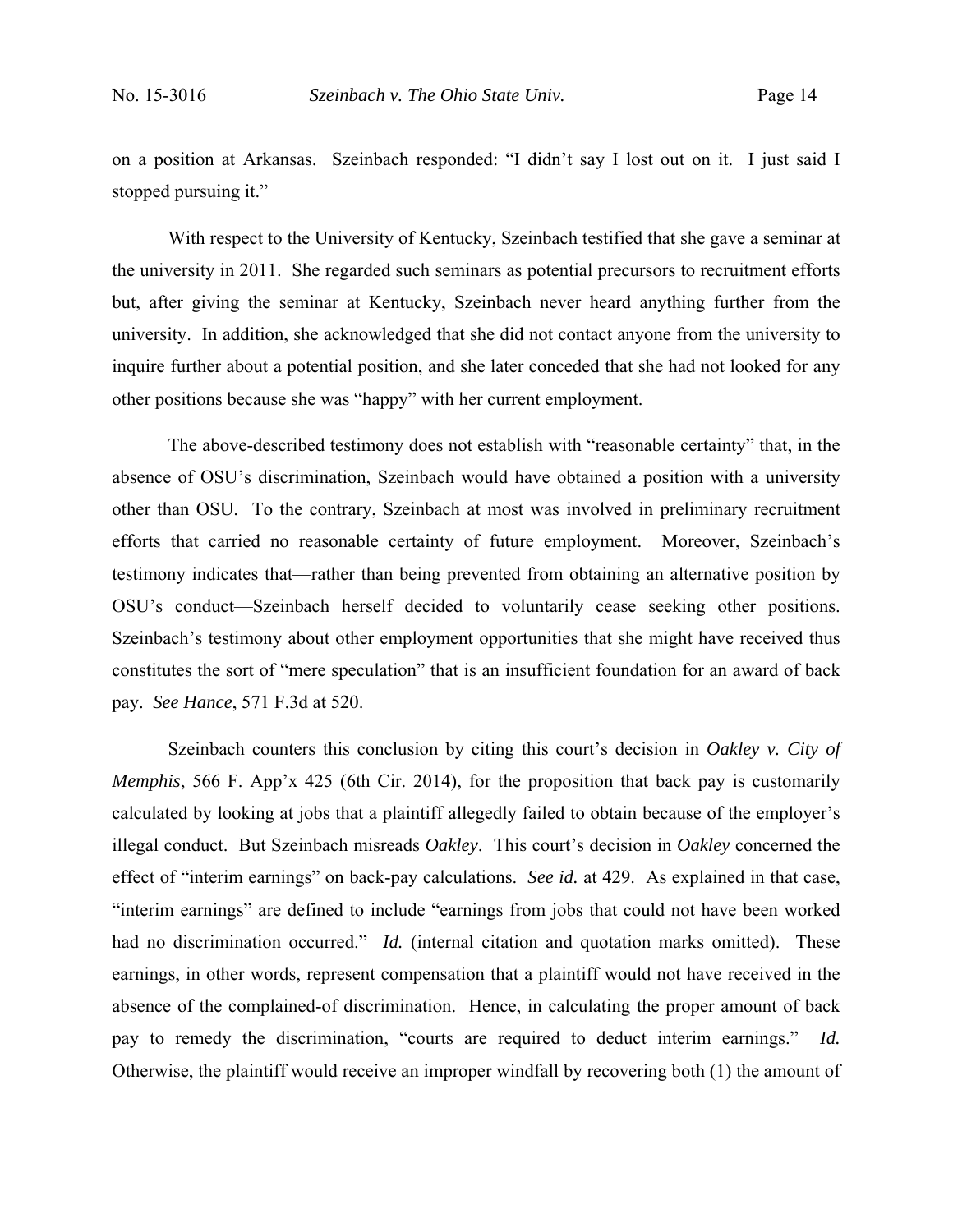on a position at Arkansas. Szeinbach responded: "I didn't say I lost out on it. I just said I stopped pursuing it."

With respect to the University of Kentucky, Szeinbach testified that she gave a seminar at the university in 2011. She regarded such seminars as potential precursors to recruitment efforts but, after giving the seminar at Kentucky, Szeinbach never heard anything further from the university. In addition, she acknowledged that she did not contact anyone from the university to inquire further about a potential position, and she later conceded that she had not looked for any other positions because she was "happy" with her current employment.

The above-described testimony does not establish with "reasonable certainty" that, in the absence of OSU's discrimination, Szeinbach would have obtained a position with a university other than OSU. To the contrary, Szeinbach at most was involved in preliminary recruitment efforts that carried no reasonable certainty of future employment. Moreover, Szeinbach's testimony indicates that—rather than being prevented from obtaining an alternative position by OSU's conduct—Szeinbach herself decided to voluntarily cease seeking other positions. Szeinbach's testimony about other employment opportunities that she might have received thus constitutes the sort of "mere speculation" that is an insufficient foundation for an award of back pay. *See Hance*, 571 F.3d at 520.

Szeinbach counters this conclusion by citing this court's decision in *Oakley v. City of Memphis*, 566 F. App'x 425 (6th Cir. 2014), for the proposition that back pay is customarily calculated by looking at jobs that a plaintiff allegedly failed to obtain because of the employer's illegal conduct. But Szeinbach misreads *Oakley*. This court's decision in *Oakley* concerned the effect of "interim earnings" on back-pay calculations. *See id.* at 429. As explained in that case, "interim earnings" are defined to include "earnings from jobs that could not have been worked had no discrimination occurred." *Id.* (internal citation and quotation marks omitted). These earnings, in other words, represent compensation that a plaintiff would not have received in the absence of the complained-of discrimination. Hence, in calculating the proper amount of back pay to remedy the discrimination, "courts are required to deduct interim earnings." *Id.* Otherwise, the plaintiff would receive an improper windfall by recovering both (1) the amount of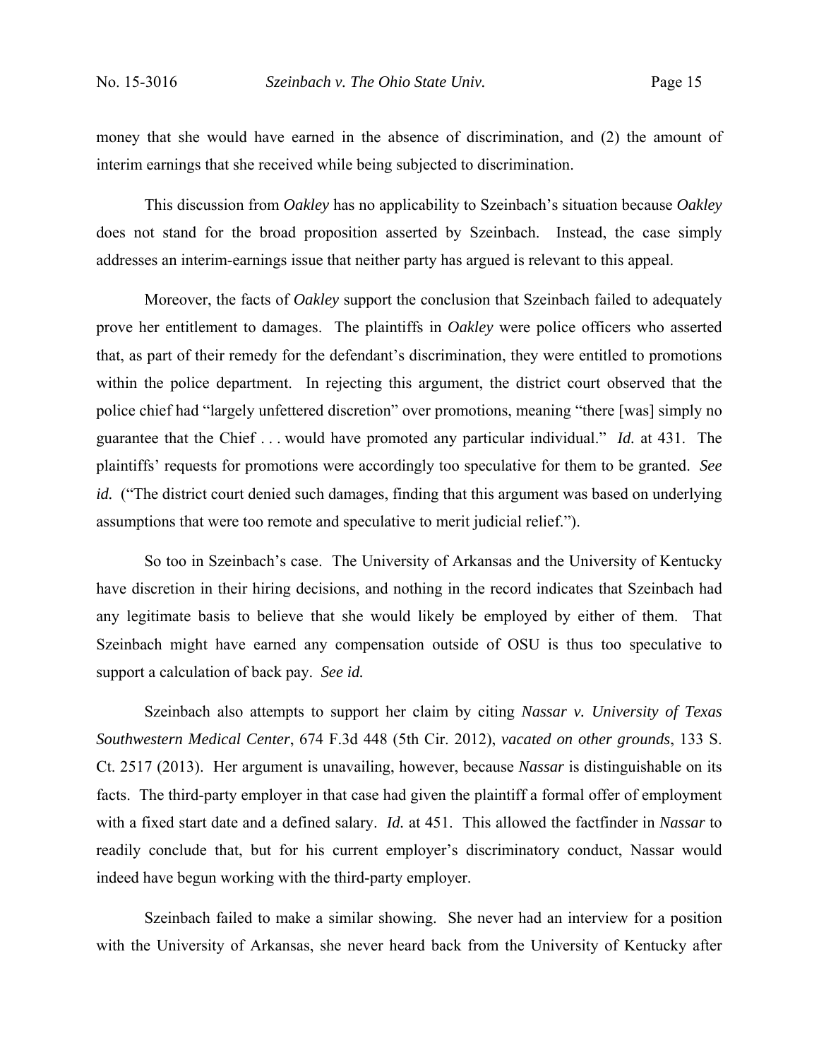money that she would have earned in the absence of discrimination, and (2) the amount of interim earnings that she received while being subjected to discrimination.

This discussion from *Oakley* has no applicability to Szeinbach's situation because *Oakley* does not stand for the broad proposition asserted by Szeinbach. Instead, the case simply addresses an interim-earnings issue that neither party has argued is relevant to this appeal.

Moreover, the facts of *Oakley* support the conclusion that Szeinbach failed to adequately prove her entitlement to damages. The plaintiffs in *Oakley* were police officers who asserted that, as part of their remedy for the defendant's discrimination, they were entitled to promotions within the police department. In rejecting this argument, the district court observed that the police chief had "largely unfettered discretion" over promotions, meaning "there [was] simply no guarantee that the Chief . . . would have promoted any particular individual." *Id.* at 431. The plaintiffs' requests for promotions were accordingly too speculative for them to be granted. *See id.* ("The district court denied such damages, finding that this argument was based on underlying assumptions that were too remote and speculative to merit judicial relief.").

So too in Szeinbach's case. The University of Arkansas and the University of Kentucky have discretion in their hiring decisions, and nothing in the record indicates that Szeinbach had any legitimate basis to believe that she would likely be employed by either of them. That Szeinbach might have earned any compensation outside of OSU is thus too speculative to support a calculation of back pay. *See id.*

Szeinbach also attempts to support her claim by citing *Nassar v. University of Texas Southwestern Medical Center*, 674 F.3d 448 (5th Cir. 2012), *vacated on other grounds*, 133 S. Ct. 2517 (2013). Her argument is unavailing, however, because *Nassar* is distinguishable on its facts. The third-party employer in that case had given the plaintiff a formal offer of employment with a fixed start date and a defined salary. *Id.* at 451. This allowed the factfinder in *Nassar* to readily conclude that, but for his current employer's discriminatory conduct, Nassar would indeed have begun working with the third-party employer.

Szeinbach failed to make a similar showing. She never had an interview for a position with the University of Arkansas, she never heard back from the University of Kentucky after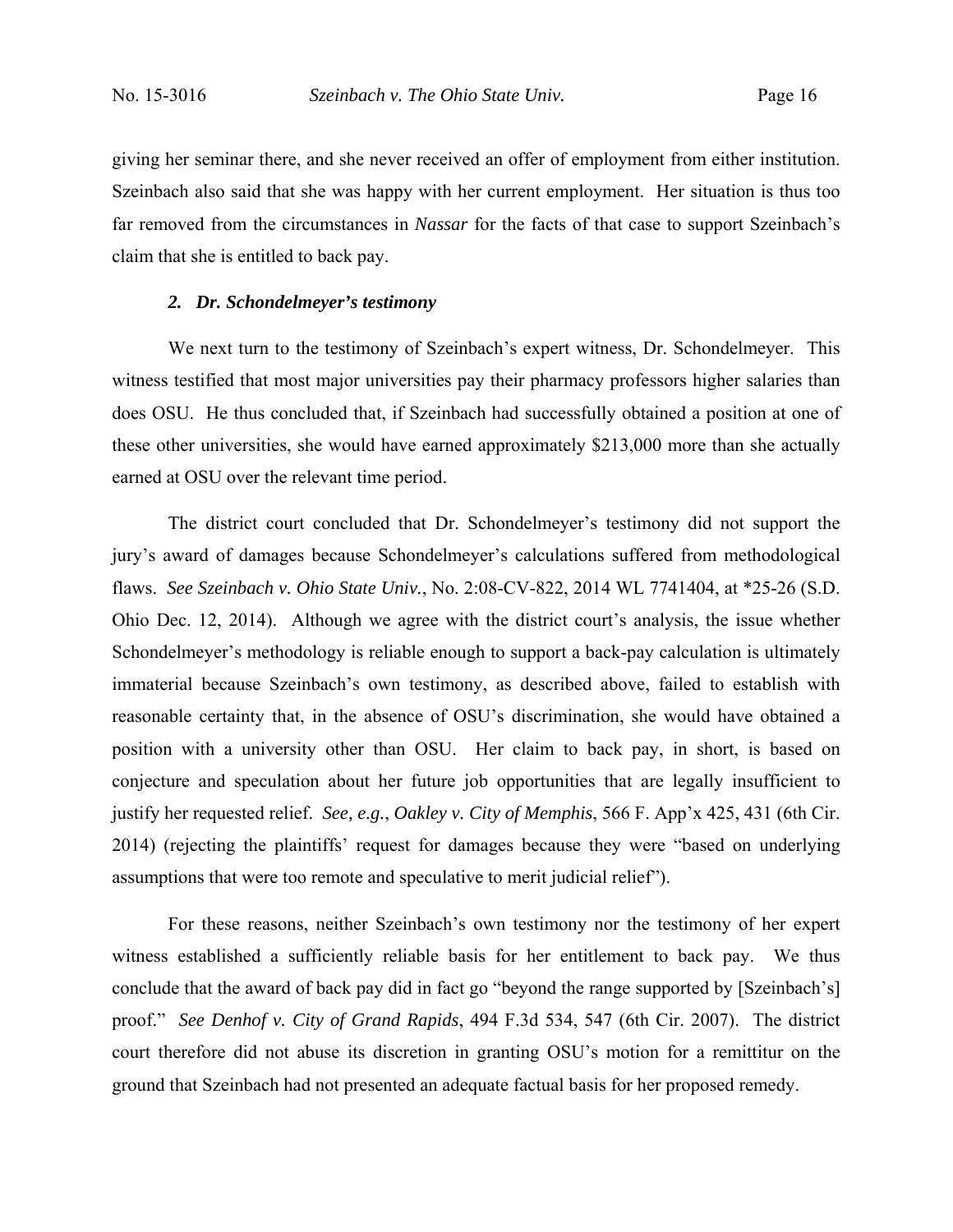giving her seminar there, and she never received an offer of employment from either institution. Szeinbach also said that she was happy with her current employment. Her situation is thus too far removed from the circumstances in *Nassar* for the facts of that case to support Szeinbach's claim that she is entitled to back pay.

#### *2. Dr. Schondelmeyer's testimony*

We next turn to the testimony of Szeinbach's expert witness, Dr. Schondelmeyer. This witness testified that most major universities pay their pharmacy professors higher salaries than does OSU. He thus concluded that, if Szeinbach had successfully obtained a position at one of these other universities, she would have earned approximately $213,000 more than she actually earned at OSU over the relevant time period.

The district court concluded that Dr. Schondelmeyer's testimony did not support the jury's award of damages because Schondelmeyer's calculations suffered from methodological flaws. *See Szeinbach v. Ohio State Univ.*, No. 2:08-CV-822, 2014 WL 7741404, at *25-26 (S.D. Ohio Dec. 12, 2014). Although we agree with the district court's analysis, the issue whether Schondelmeyer's methodology is reliable enough to support a back-pay calculation is ultimately immaterial because Szeinbach's own testimony, as described above, failed to establish with reasonable certainty that, in the absence of OSU's discrimination, she would have obtained a position with a university other than OSU. Her claim to back pay, in short, is based on conjecture and speculation about her future job opportunities that are legally insufficient to justify her requested relief. *See, e.g.*, *Oakley v. City of Memphis*, 566 F. App'x 425, 431 (6th Cir. 2014) (rejecting the plaintiffs' request for damages because they were "based on underlying assumptions that were too remote and speculative to merit judicial relief").

For these reasons, neither Szeinbach's own testimony nor the testimony of her expert witness established a sufficiently reliable basis for her entitlement to back pay. We thus conclude that the award of back pay did in fact go "beyond the range supported by [Szeinbach's] proof." *See Denhof v. City of Grand Rapids*, 494 F.3d 534, 547 (6th Cir. 2007). The district court therefore did not abuse its discretion in granting OSU's motion for a remittitur on the ground that Szeinbach had not presented an adequate factual basis for her proposed remedy.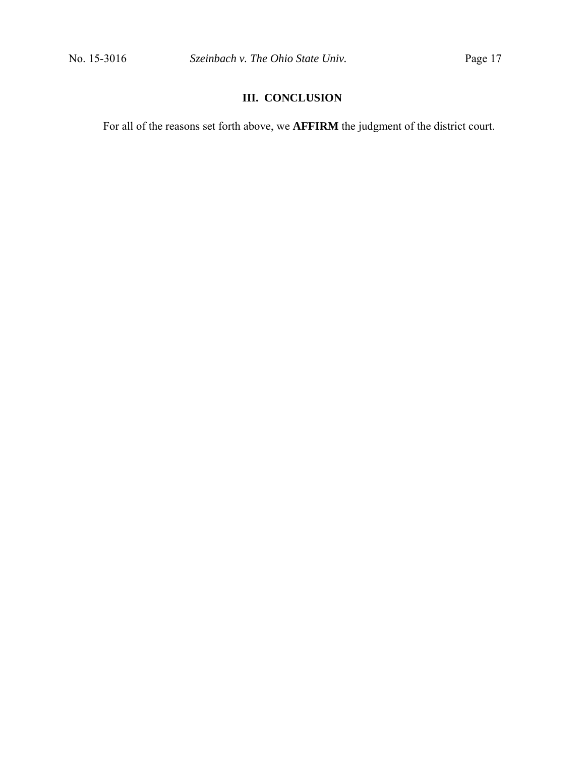## III. CONCLUSION

For all of the reasons set forth above, we **AFFIRM** the judgment of the district court.